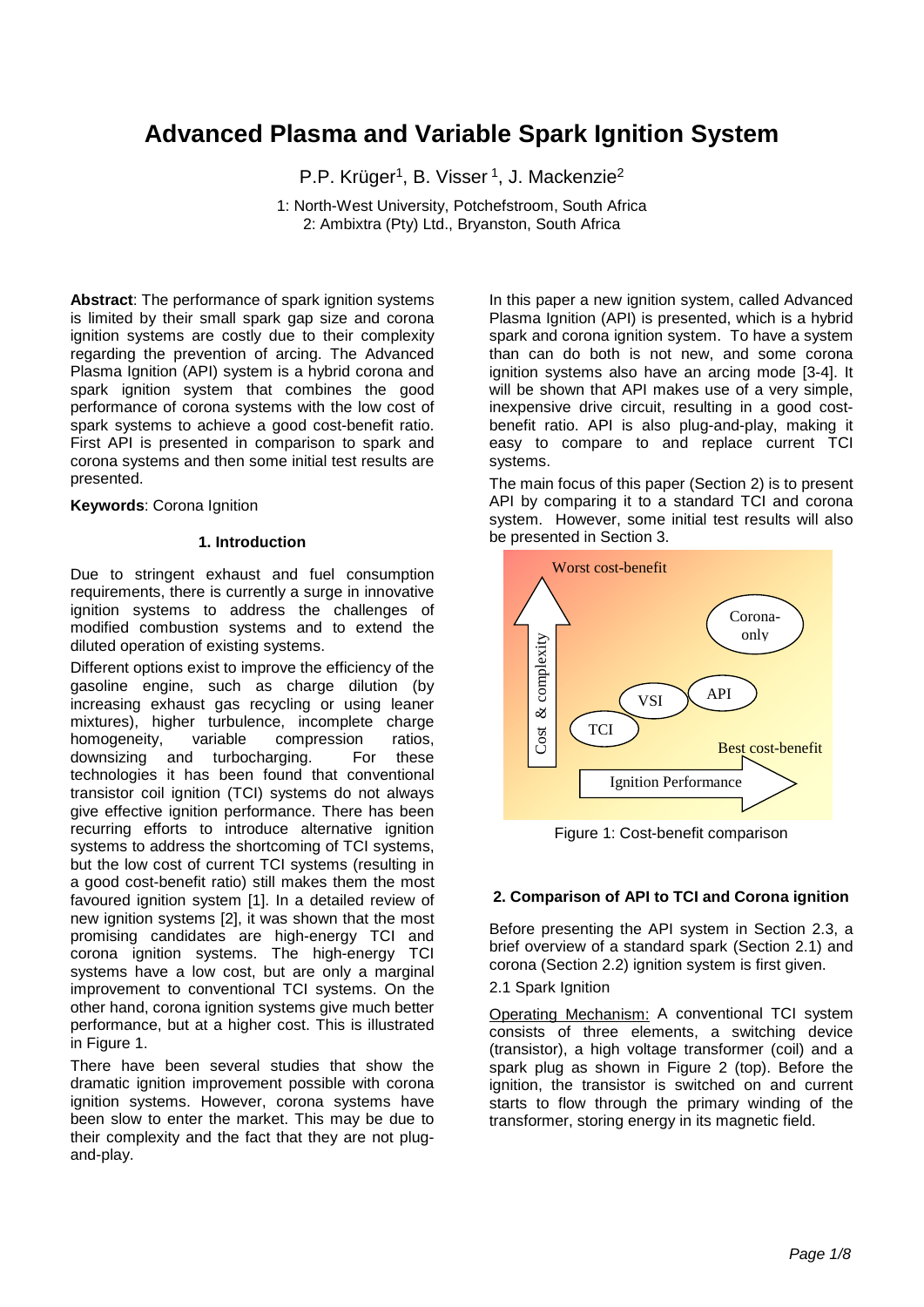# Advanced Plasma and Variable Spark Ignition System

P.P. Krüger[1], B. Visser [1], J. Mackenzie[2]

1: North-West University, Potchefstroom, South Africa
2: Ambixtra (Pty) Ltd., Bryanston, South Africa

**Abstract**: The performance of spark ignition systems is limited by their small spark gap size and corona ignition systems are costly due to their complexity regarding the prevention of arcing. The Advanced Plasma Ignition (API) system is a hybrid corona and spark ignition system that combines the good performance of corona systems with the low cost of spark systems to achieve a good cost-benefit ratio. First API is presented in comparison to spark and corona systems and then some initial test results are presented.

**Keywords**: Corona Ignition

## 1. Introduction

Due to stringent exhaust and fuel consumption requirements, there is currently a surge in innovative ignition systems to address the challenges of modified combustion systems and to extend the diluted operation of existing systems.

Different options exist to improve the efficiency of the gasoline engine, such as charge dilution (by increasing exhaust gas recycling or using leaner mixtures), higher turbulence, incomplete charge homogeneity, variable compression ratios, downsizing and turbocharging. For these technologies it has been found that conventional transistor coil ignition (TCI) systems do not always give effective ignition performance. There has been recurring efforts to introduce alternative ignition systems to address the shortcoming of TCI systems, but the low cost of current TCI systems (resulting in a good cost-benefit ratio) still makes them the most favoured ignition system [1]. In a detailed review of new ignition systems [2], it was shown that the most promising candidates are high-energy TCI and corona ignition systems. The high-energy TCI systems have a low cost, but are only a marginal improvement to conventional TCI systems. On the other hand, corona ignition systems give much better performance, but at a higher cost. This is illustrated in Figure 1.

There have been several studies that show the dramatic ignition improvement possible with corona ignition systems. However, corona systems have been slow to enter the market. This may be due to their complexity and the fact that they are not plug-and-play.

In this paper a new ignition system, called Advanced Plasma Ignition (API) is presented, which is a hybrid spark and corona ignition system. To have a system than can do both is not new, and some corona ignition systems also have an arcing mode [3-4]. It will be shown that API makes use of a very simple, inexpensive drive circuit, resulting in a good cost-benefit ratio. API is also plug-and-play, making it easy to compare to and replace current TCI systems.

The main focus of this paper (Section 2) is to present API by comparing it to a standard TCI and corona system. However, some initial test results will also be presented in Section 3.

Figure 1: Cost-benefit comparison

## 2. Comparison of API to TCI and Corona ignition

Before presenting the API system in Section 2.3, a brief overview of a standard spark (Section 2.1) and corona (Section 2.2) ignition system is first given.

### 2.1 Spark Ignition

Operating Mechanism: A conventional TCI system consists of three elements, a switching device (transistor), a high voltage transformer (coil) and a spark plug as shown in Figure 2 (top). Before the ignition, the transistor is switched on and current starts to flow through the primary winding of the transformer, storing energy in its magnetic field.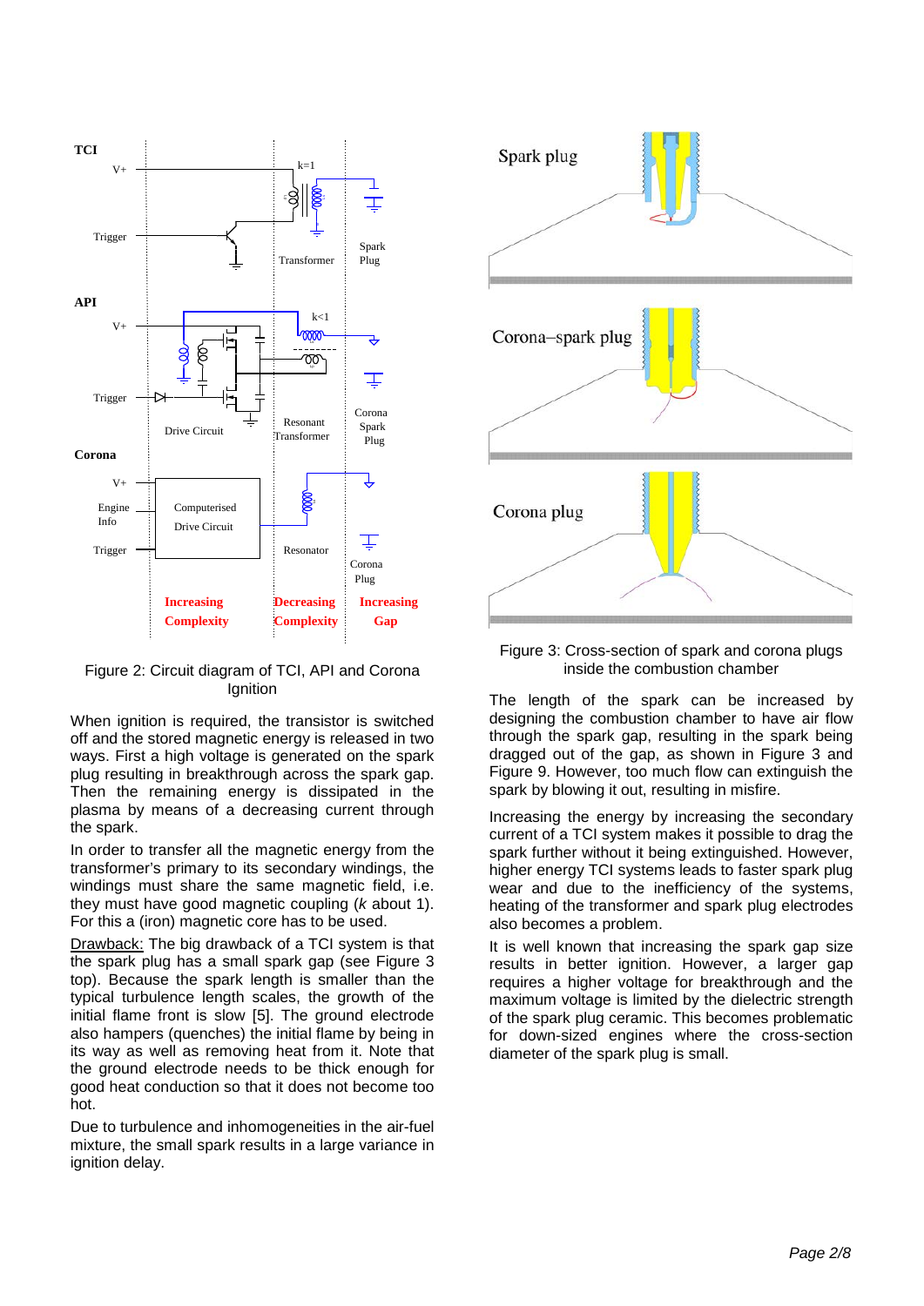Figure 2: Circuit diagram of TCI, API and Corona Ignition

When ignition is required, the transistor is switched off and the stored magnetic energy is released in two ways. First a high voltage is generated on the spark plug resulting in breakthrough across the spark gap. Then the remaining energy is dissipated in the plasma by means of a decreasing current through the spark.

In order to transfer all the magnetic energy from the transformer's primary to its secondary windings, the windings must share the same magnetic field, i.e. they must have good magnetic coupling (*k* about 1). For this a (iron) magnetic core has to be used.

Drawback: The big drawback of a TCI system is that the spark plug has a small spark gap (see Figure 3 top). Because the spark length is smaller than the typical turbulence length scales, the growth of the initial flame front is slow [5]. The ground electrode also hampers (quenches) the initial flame by being in its way as well as removing heat from it. Note that the ground electrode needs to be thick enough for good heat conduction so that it does not become too hot.

Due to turbulence and inhomogeneities in the air-fuel mixture, the small spark results in a large variance in ignition delay.

Figure 3: Cross-section of spark and corona plugs inside the combustion chamber

The length of the spark can be increased by designing the combustion chamber to have air flow through the spark gap, resulting in the spark being dragged out of the gap, as shown in Figure 3 and Figure 9. However, too much flow can extinguish the spark by blowing it out, resulting in misfire.

Increasing the energy by increasing the secondary current of a TCI system makes it possible to drag the spark further without it being extinguished. However, higher energy TCI systems leads to faster spark plug wear and due to the inefficiency of the systems, heating of the transformer and spark plug electrodes also becomes a problem.

It is well known that increasing the spark gap size results in better ignition. However, a larger gap requires a higher voltage for breakthrough and the maximum voltage is limited by the dielectric strength of the spark plug ceramic. This becomes problematic for down-sized engines where the cross-section diameter of the spark plug is small.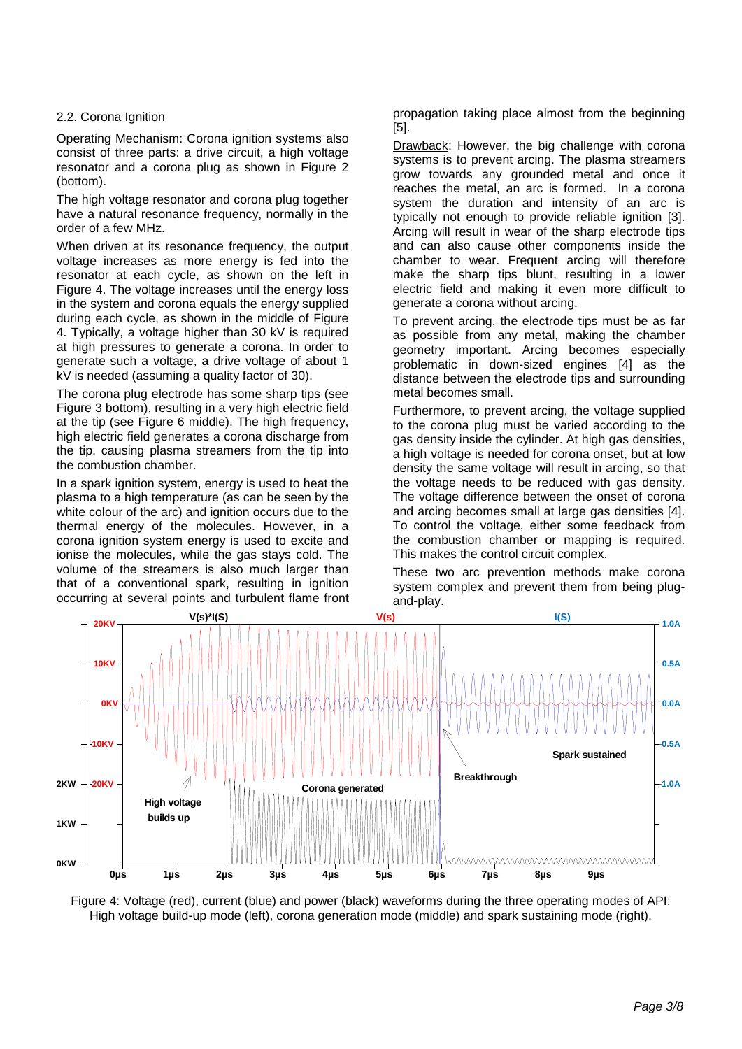## 2.2. Corona Ignition

Operating Mechanism: Corona ignition systems also consist of three parts: a drive circuit, a high voltage resonator and a corona plug as shown in Figure 2 (bottom).

The high voltage resonator and corona plug together have a natural resonance frequency, normally in the order of a few MHz.

When driven at its resonance frequency, the output voltage increases as more energy is fed into the resonator at each cycle, as shown on the left in Figure 4. The voltage increases until the energy loss in the system and corona equals the energy supplied during each cycle, as shown in the middle of Figure 4. Typically, a voltage higher than 30 kV is required at high pressures to generate a corona. In order to generate such a voltage, a drive voltage of about 1 kV is needed (assuming a quality factor of 30).

The corona plug electrode has some sharp tips (see Figure 3 bottom), resulting in a very high electric field at the tip (see Figure 6 middle). The high frequency, high electric field generates a corona discharge from the tip, causing plasma streamers from the tip into the combustion chamber.

In a spark ignition system, energy is used to heat the plasma to a high temperature (as can be seen by the white colour of the arc) and ignition occurs due to the thermal energy of the molecules. However, in a corona ignition system energy is used to excite and ionise the molecules, while the gas stays cold. The volume of the streamers is also much larger than that of a conventional spark, resulting in ignition occurring at several points and turbulent flame front propagation taking place almost from the beginning [5].

Drawback: However, the big challenge with corona systems is to prevent arcing. The plasma streamers grow towards any grounded metal and once it reaches the metal, an arc is formed. In a corona system the duration and intensity of an arc is typically not enough to provide reliable ignition [3]. Arcing will result in wear of the sharp electrode tips and can also cause other components inside the chamber to wear. Frequent arcing will therefore make the sharp tips blunt, resulting in a lower electric field and making it even more difficult to generate a corona without arcing.

To prevent arcing, the electrode tips must be as far as possible from any metal, making the chamber geometry important. Arcing becomes especially problematic in down-sized engines [4] as the distance between the electrode tips and surrounding metal becomes small.

Furthermore, to prevent arcing, the voltage supplied to the corona plug must be varied according to the gas density inside the cylinder. At high gas densities, a high voltage is needed for corona onset, but at low density the same voltage will result in arcing, so that the voltage needs to be reduced with gas density. The voltage difference between the onset of corona and arcing becomes small at large gas densities [4]. To control the voltage, either some feedback from the combustion chamber or mapping is required. This makes the control circuit complex.

These two arc prevention methods make corona system complex and prevent them from being plug-and-play.

Figure 4: Voltage (red), current (blue) and power (black) waveforms during the three operating modes of API: High voltage build-up mode (left), corona generation mode (middle) and spark sustaining mode (right).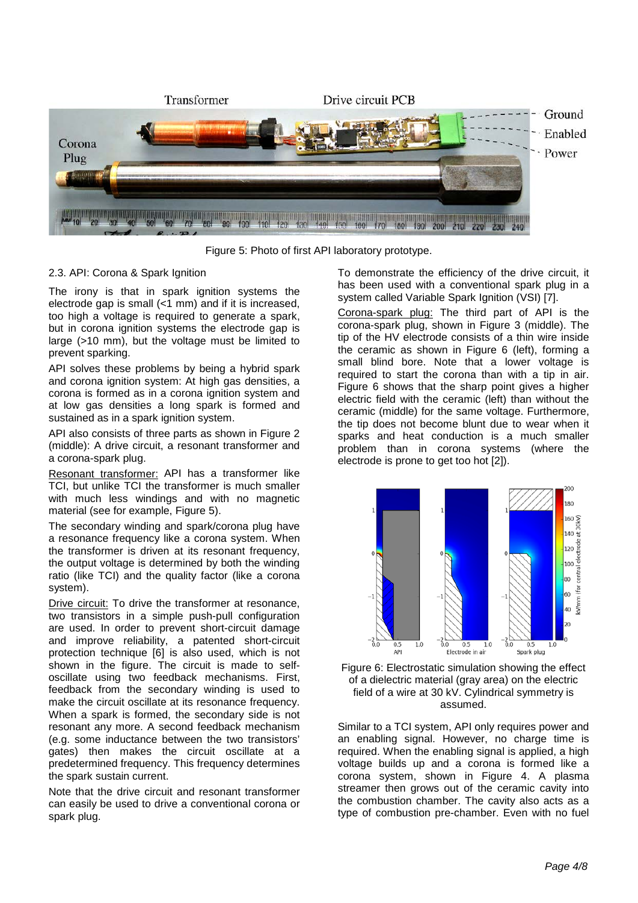Figure 5: Photo of first API laboratory prototype.

### 2.3. API: Corona & Spark Ignition

The irony is that in spark ignition systems the electrode gap is small (<1 mm) and if it is increased, too high a voltage is required to generate a spark, but in corona ignition systems the electrode gap is large (>10 mm), but the voltage must be limited to prevent sparking.

API solves these problems by being a hybrid spark and corona ignition system: At high gas densities, a corona is formed as in a corona ignition system and at low gas densities a long spark is formed and sustained as in a spark ignition system.

API also consists of three parts as shown in Figure 2 (middle): A drive circuit, a resonant transformer and a corona-spark plug.

Resonant transformer: API has a transformer like TCI, but unlike TCI the transformer is much smaller with much less windings and with no magnetic material (see for example, Figure 5).

The secondary winding and spark/corona plug have a resonance frequency like a corona system. When the transformer is driven at its resonant frequency, the output voltage is determined by both the winding ratio (like TCI) and the quality factor (like a corona system).

Drive circuit: To drive the transformer at resonance, two transistors in a simple push-pull configuration are used. In order to prevent short-circuit damage and improve reliability, a patented short-circuit protection technique [6] is also used, which is not shown in the figure. The circuit is made to self-oscillate using two feedback mechanisms. First, feedback from the secondary winding is used to make the circuit oscillate at its resonance frequency. When a spark is formed, the secondary side is not resonant any more. A second feedback mechanism (e.g. some inductance between the two transistors' gates) then makes the circuit oscillate at a predetermined frequency. This frequency determines the spark sustain current.

Note that the drive circuit and resonant transformer can easily be used to drive a conventional corona or spark plug.

To demonstrate the efficiency of the drive circuit, it has been used with a conventional spark plug in a system called Variable Spark Ignition (VSI) [7].

Corona-spark plug: The third part of API is the corona-spark plug, shown in Figure 3 (middle). The tip of the HV electrode consists of a thin wire inside the ceramic as shown in Figure 6 (left), forming a small blind bore. Note that a lower voltage is required to start the corona than with a tip in air. Figure 6 shows that the sharp point gives a higher electric field with the ceramic (left) than without the ceramic (middle) for the same voltage. Furthermore, the tip does not become blunt due to wear when it sparks and heat conduction is a much smaller problem than in corona systems (where the electrode is prone to get too hot [2]).

Figure 6: Electrostatic simulation showing the effect of a dielectric material (gray area) on the electric field of a wire at 30 kV. Cylindrical symmetry is assumed.

Similar to a TCI system, API only requires power and an enabling signal. However, no charge time is required. When the enabling signal is applied, a high voltage builds up and a corona is formed like a corona system, shown in Figure 4. A plasma streamer then grows out of the ceramic cavity into the combustion chamber. The cavity also acts as a type of combustion pre-chamber. Even with no fuel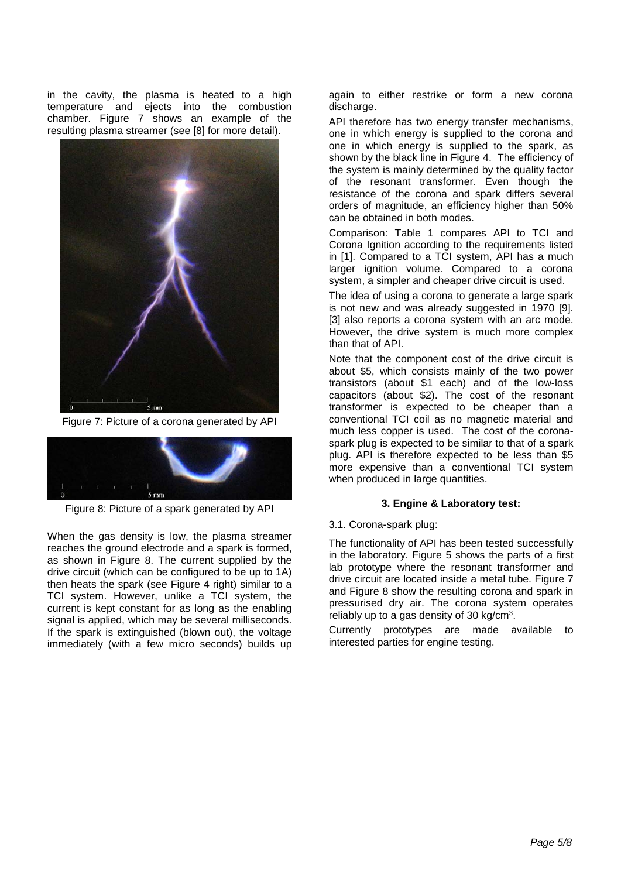in the cavity, the plasma is heated to a high temperature and ejects into the combustion chamber. Figure 7 shows an example of the resulting plasma streamer (see [8] for more detail).

Figure 7: Picture of a corona generated by API

Figure 8: Picture of a spark generated by API

When the gas density is low, the plasma streamer reaches the ground electrode and a spark is formed, as shown in Figure 8. The current supplied by the drive circuit (which can be configured to be up to 1A) then heats the spark (see Figure 4 right) similar to a TCI system. However, unlike a TCI system, the current is kept constant for as long as the enabling signal is applied, which may be several milliseconds. If the spark is extinguished (blown out), the voltage immediately (with a few micro seconds) builds up again to either restrike or form a new corona discharge.

API therefore has two energy transfer mechanisms, one in which energy is supplied to the corona and one in which energy is supplied to the spark, as shown by the black line in Figure 4. The efficiency of the system is mainly determined by the quality factor of the resonant transformer. Even though the resistance of the corona and spark differs several orders of magnitude, an efficiency higher than 50% can be obtained in both modes.

Comparison: Table 1 compares API to TCI and Corona Ignition according to the requirements listed in [1]. Compared to a TCI system, API has a much larger ignition volume. Compared to a corona system, a simpler and cheaper drive circuit is used.

The idea of using a corona to generate a large spark is not new and was already suggested in 1970 [9]. [3] also reports a corona system with an arc mode. However, the drive system is much more complex than that of API.

Note that the component cost of the drive circuit is about $5, which consists mainly of the two power transistors (about $1 each) and of the low-loss capacitors (about $2). The cost of the resonant transformer is expected to be cheaper than a conventional TCI coil as no magnetic material and much less copper is used. The cost of the corona-spark plug is expected to be similar to that of a spark plug. API is therefore expected to be less than $5 more expensive than a conventional TCI system when produced in large quantities.

### 3. Engine & Laboratory test:

3.1. Corona-spark plug:

The functionality of API has been tested successfully in the laboratory. Figure 5 shows the parts of a first lab prototype where the resonant transformer and drive circuit are located inside a metal tube. Figure 7 and Figure 8 show the resulting corona and spark in pressurised dry air. The corona system operates reliably up to a gas density of 30 kg/cm$^3$.

Currently prototypes are made available to interested parties for engine testing.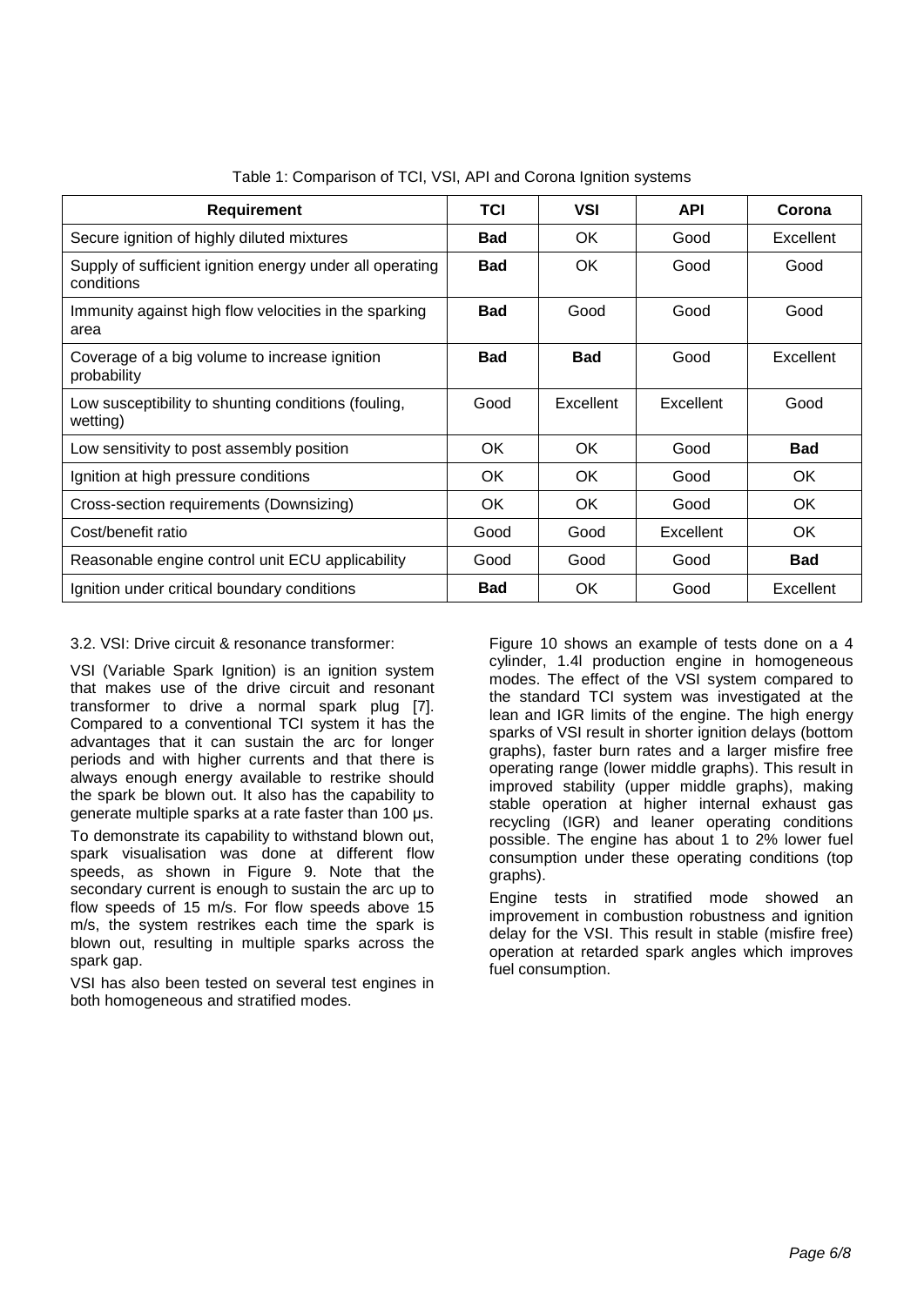Table 1: Comparison of TCI, VSI, API and Corona Ignition systems

| Requirement | TCI | VSI | API | Corona |
|---|---|---|---|---|
| Secure ignition of highly diluted mixtures | **Bad** | OK | Good | Excellent |
| Supply of sufficient ignition energy under all operating conditions | **Bad** | OK | Good | Good |
| Immunity against high flow velocities in the sparking area | **Bad** | Good | Good | Good |
| Coverage of a big volume to increase ignition probability | **Bad** | **Bad** | Good | Excellent |
| Low susceptibility to shunting conditions (fouling, wetting) | Good | Excellent | Excellent | Good |
| Low sensitivity to post assembly position | OK | OK | Good | **Bad** |
| Ignition at high pressure conditions | OK | OK | Good | OK |
| Cross-section requirements (Downsizing) | OK | OK | Good | OK |
| Cost/benefit ratio | Good | Good | Excellent | OK |
| Reasonable engine control unit ECU applicability | Good | Good | Good | **Bad** |
| Ignition under critical boundary conditions | **Bad** | OK | Good | Excellent |

### 3.2. VSI: Drive circuit & resonance transformer:

VSI (Variable Spark Ignition) is an ignition system that makes use of the drive circuit and resonant transformer to drive a normal spark plug [7]. Compared to a conventional TCI system it has the advantages that it can sustain the arc for longer periods and with higher currents and that there is always enough energy available to restrike should the spark be blown out. It also has the capability to generate multiple sparks at a rate faster than 100 µs.

To demonstrate its capability to withstand blown out, spark visualisation was done at different flow speeds, as shown in Figure 9. Note that the secondary current is enough to sustain the arc up to flow speeds of 15 m/s. For flow speeds above 15 m/s, the system restrikes each time the spark is blown out, resulting in multiple sparks across the spark gap.

VSI has also been tested on several test engines in both homogeneous and stratified modes.

Figure 10 shows an example of tests done on a 4 cylinder, 1.4l production engine in homogeneous modes. The effect of the VSI system compared to the standard TCI system was investigated at the lean and IGR limits of the engine. The high energy sparks of VSI result in shorter ignition delays (bottom graphs), faster burn rates and a larger misfire free operating range (lower middle graphs). This result in improved stability (upper middle graphs), making stable operation at higher internal exhaust gas recycling (IGR) and leaner operating conditions possible. The engine has about 1 to 2% lower fuel consumption under these operating conditions (top graphs).

Engine tests in stratified mode showed an improvement in combustion robustness and ignition delay for the VSI. This result in stable (misfire free) operation at retarded spark angles which improves fuel consumption.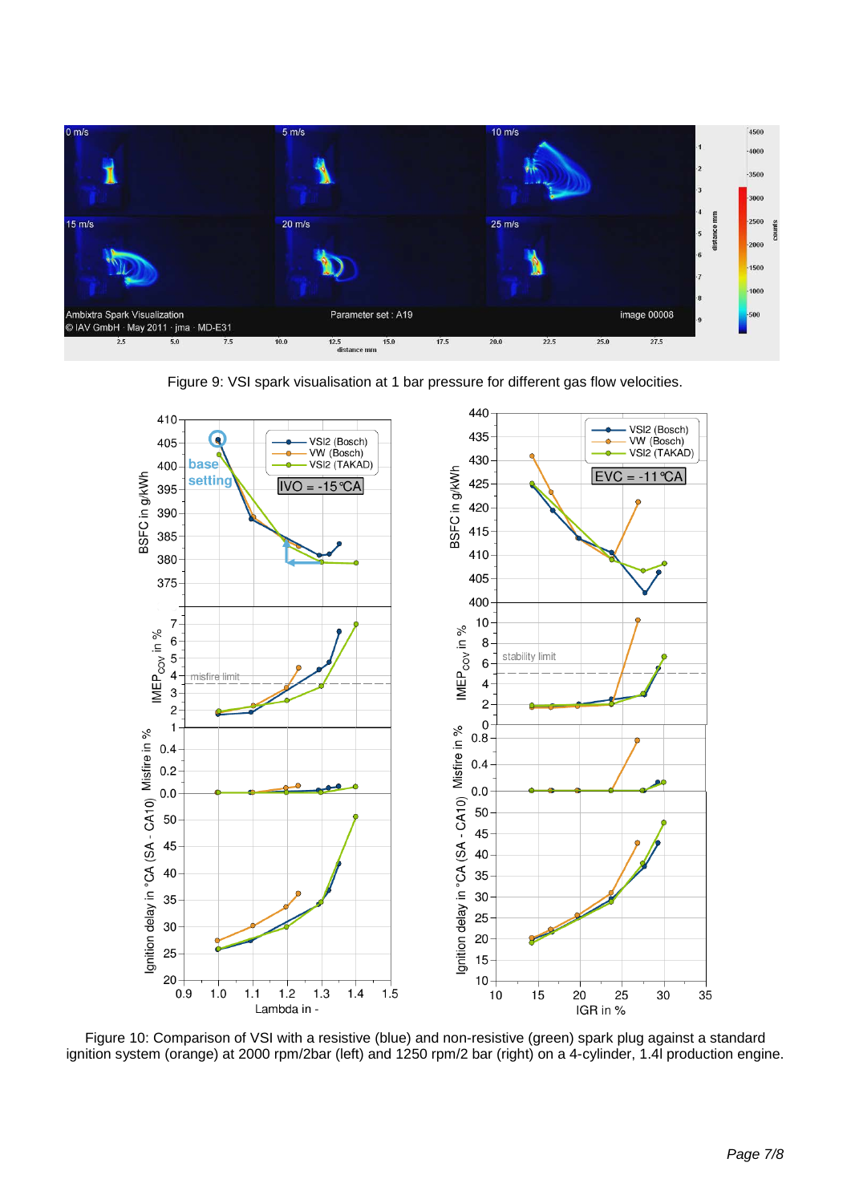Figure 9: VSI spark visualisation at 1 bar pressure for different gas flow velocities.

Figure 10: Comparison of VSI with a resistive (blue) and non-resistive (green) spark plug against a standard ignition system (orange) at 2000 rpm/2bar (left) and 1250 rpm/2 bar (right) on a 4-cylinder, 1.4l production engine.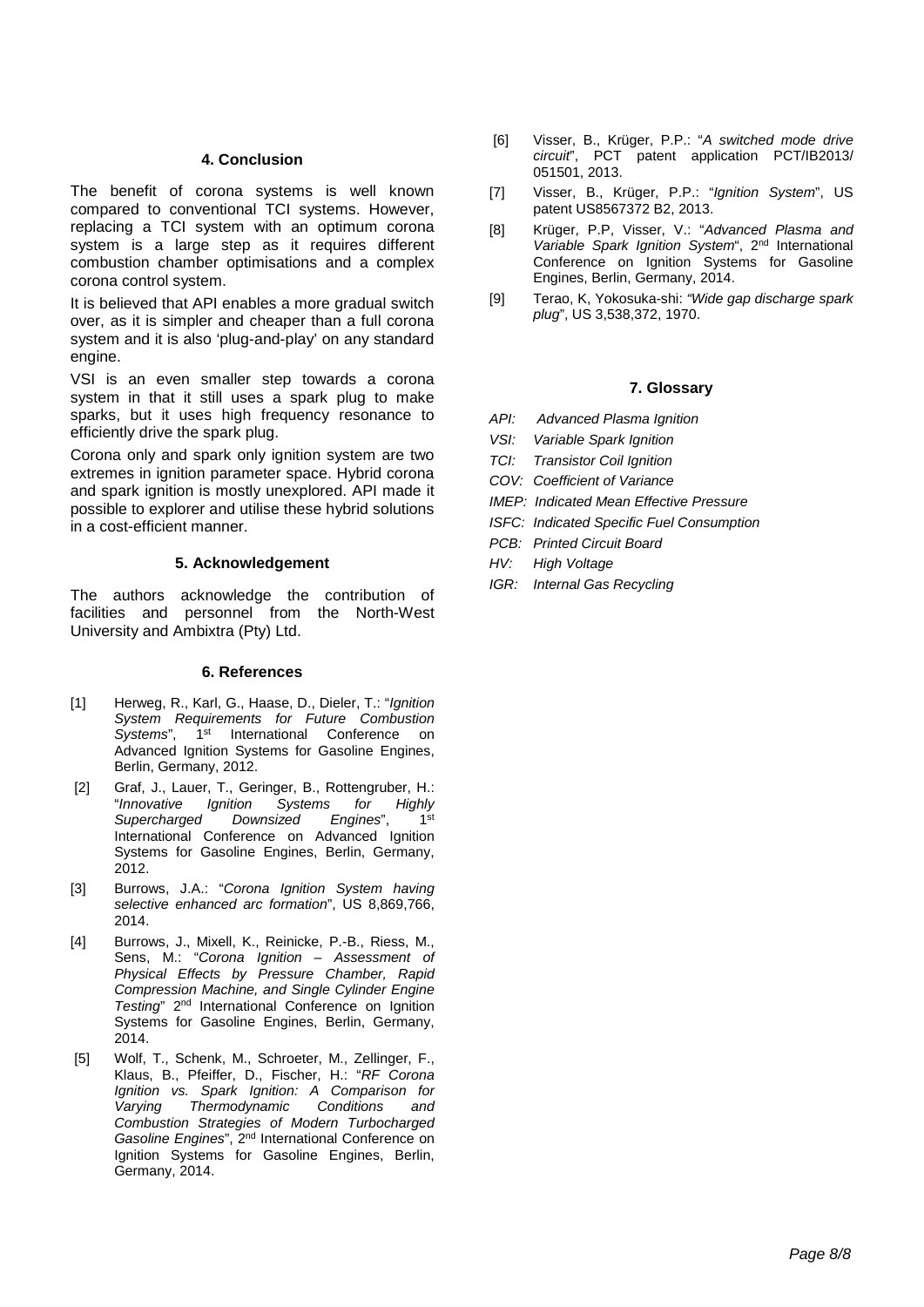## 4. Conclusion

The benefit of corona systems is well known compared to conventional TCI systems. However, replacing a TCI system with an optimum corona system is a large step as it requires different combustion chamber optimisations and a complex corona control system.

It is believed that API enables a more gradual switch over, as it is simpler and cheaper than a full corona system and it is also 'plug-and-play' on any standard engine.

VSI is an even smaller step towards a corona system in that it still uses a spark plug to make sparks, but it uses high frequency resonance to efficiently drive the spark plug.

Corona only and spark only ignition system are two extremes in ignition parameter space. Hybrid corona and spark ignition is mostly unexplored. API made it possible to explorer and utilise these hybrid solutions in a cost-efficient manner.

## 5. Acknowledgement

The authors acknowledge the contribution of facilities and personnel from the North-West University and Ambixtra (Pty) Ltd.

## 6. References

[1] Herweg, R., Karl, G., Haase, D., Dieler, T.: "*Ignition System Requirements for Future Combustion Systems*", 1st International Conference on Advanced Ignition Systems for Gasoline Engines, Berlin, Germany, 2012.

[2] Graf, J., Lauer, T., Geringer, B., Rottengruber, H.: "*Innovative Ignition Systems for Highly Supercharged Downsized Engines*", 1st International Conference on Advanced Ignition Systems for Gasoline Engines, Berlin, Germany, 2012.

[3] Burrows, J.A.: "*Corona Ignition System having selective enhanced arc formation*", US 8,869,766, 2014.

[4] Burrows, J., Mixell, K., Reinicke, P.-B., Riess, M., Sens, M.: "*Corona Ignition – Assessment of Physical Effects by Pressure Chamber, Rapid Compression Machine, and Single Cylinder Engine Testing*" 2nd International Conference on Ignition Systems for Gasoline Engines, Berlin, Germany, 2014.

[5] Wolf, T., Schenk, M., Schroeter, M., Zellinger, F., Klaus, B., Pfeiffer, D., Fischer, H.: "*RF Corona Ignition vs. Spark Ignition: A Comparison for Varying Thermodynamic Conditions and Combustion Strategies of Modern Turbocharged Gasoline Engines*", 2nd International Conference on Ignition Systems for Gasoline Engines, Berlin, Germany, 2014.

[6] Visser, B., Krüger, P.P.: "*A switched mode drive circuit*", PCT patent application PCT/IB2013/051501, 2013.

[7] Visser, B., Krüger, P.P.: "*Ignition System*", US patent US8567372 B2, 2013.

[8] Krüger, P.P, Visser, V.: "*Advanced Plasma and Variable Spark Ignition System*", 2nd International Conference on Ignition Systems for Gasoline Engines, Berlin, Germany, 2014.

[9] Terao, K, Yokosuka-shi: *"Wide gap discharge spark plug*", US 3,538,372, 1970.

## 7. Glossary

*API: Advanced Plasma Ignition*

*VSI: Variable Spark Ignition*

*TCI: Transistor Coil Ignition*

*COV: Coefficient of Variance*

*IMEP: Indicated Mean Effective Pressure*

*ISFC: Indicated Specific Fuel Consumption*

*PCB: Printed Circuit Board*

*HV: High Voltage*

*IGR: Internal Gas Recycling*